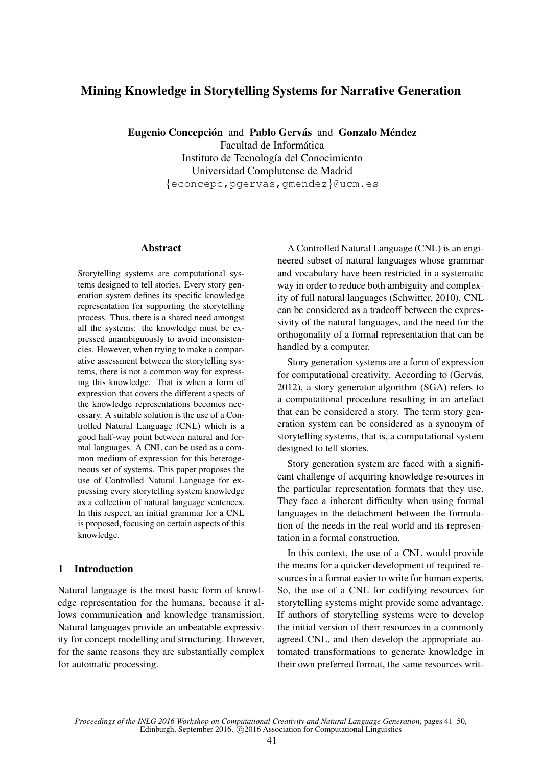# Mining Knowledge in Storytelling Systems for Narrative Generation

**Eugenio Concepción** and **Pablo Gervás** and **Gonzalo Méndez**
Facultad de Informática
Instituto de Tecnología del Conocimiento
Universidad Complutense de Madrid
{econcepc,pgervas,gmendez}@ucm.es

## Abstract

Storytelling systems are computational systems designed to tell stories. Every story generation system defines its specific knowledge representation for supporting the storytelling process. Thus, there is a shared need amongst all the systems: the knowledge must be expressed unambiguously to avoid inconsistencies. However, when trying to make a comparative assessment between the storytelling systems, there is not a common way for expressing this knowledge. That is when a form of expression that covers the different aspects of the knowledge representations becomes necessary. A suitable solution is the use of a Controlled Natural Language (CNL) which is a good half-way point between natural and formal languages. A CNL can be used as a common medium of expression for this heterogeneous set of systems. This paper proposes the use of Controlled Natural Language for expressing every storytelling system knowledge as a collection of natural language sentences. In this respect, an initial grammar for a CNL is proposed, focusing on certain aspects of this knowledge.

## 1 Introduction

Natural language is the most basic form of knowledge representation for the humans, because it allows communication and knowledge transmission. Natural languages provide an unbeatable expressivity for concept modelling and structuring. However, for the same reasons they are substantially complex for automatic processing.

A Controlled Natural Language (CNL) is an engineered subset of natural languages whose grammar and vocabulary have been restricted in a systematic way in order to reduce both ambiguity and complexity of full natural languages (Schwitter, 2010). CNL can be considered as a tradeoff between the expressivity of the natural languages, and the need for the orthogonality of a formal representation that can be handled by a computer.

Story generation systems are a form of expression for computational creativity. According to (Gervás, 2012), a story generator algorithm (SGA) refers to a computational procedure resulting in an artefact that can be considered a story. The term story generation system can be considered as a synonym of storytelling systems, that is, a computational system designed to tell stories.

Story generation system are faced with a significant challenge of acquiring knowledge resources in the particular representation formats that they use. They face a inherent difficulty when using formal languages in the detachment between the formulation of the needs in the real world and its representation in a formal construction.

In this context, the use of a CNL would provide the means for a quicker development of required resources in a format easier to write for human experts. So, the use of a CNL for codifying resources for storytelling systems might provide some advantage. If authors of storytelling systems were to develop the initial version of their resources in a commonly agreed CNL, and then develop the appropriate automated transformations to generate knowledge in their own preferred format, the same resources writ-

*Proceedings of the INLG 2016 Workshop on Computational Creativity and Natural Language Generation*, pages 41–50, Edinburgh, September 2016. ©2016 Association for Computational Linguistics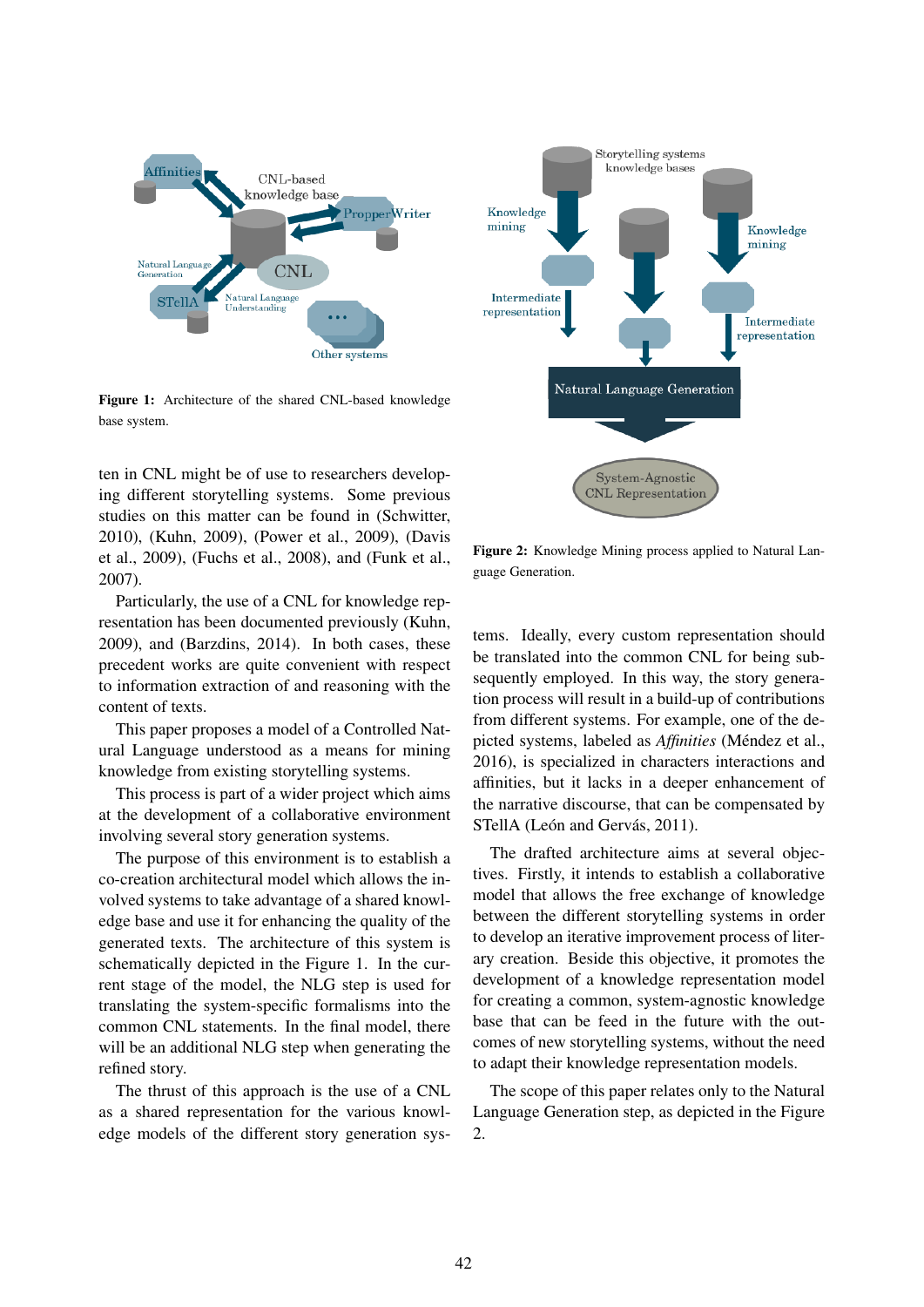Figure 1: Architecture of the shared CNL-based knowledge base system.

ten in CNL might be of use to researchers developing different storytelling systems. Some previous studies on this matter can be found in (Schwitter, 2010), (Kuhn, 2009), (Power et al., 2009), (Davis et al., 2009), (Fuchs et al., 2008), and (Funk et al., 2007).

Particularly, the use of a CNL for knowledge representation has been documented previously (Kuhn, 2009), and (Barzdins, 2014). In both cases, these precedent works are quite convenient with respect to information extraction of and reasoning with the content of texts.

This paper proposes a model of a Controlled Natural Language understood as a means for mining knowledge from existing storytelling systems.

This process is part of a wider project which aims at the development of a collaborative environment involving several story generation systems.

The purpose of this environment is to establish a co-creation architectural model which allows the involved systems to take advantage of a shared knowledge base and use it for enhancing the quality of the generated texts. The architecture of this system is schematically depicted in the Figure 1. In the current stage of the model, the NLG step is used for translating the system-specific formalisms into the common CNL statements. In the final model, there will be an additional NLG step when generating the refined story.

The thrust of this approach is the use of a CNL as a shared representation for the various knowledge models of the different story generation systems. Ideally, every custom representation should be translated into the common CNL for being subsequently employed. In this way, the story generation process will result in a build-up of contributions from different systems. For example, one of the depicted systems, labeled as *Affinities* (Méndez et al., 2016), is specialized in characters interactions and affinities, but it lacks in a deeper enhancement of the narrative discourse, that can be compensated by STellA (León and Gervás, 2011).

Figure 2: Knowledge Mining process applied to Natural Language Generation.

The drafted architecture aims at several objectives. Firstly, it intends to establish a collaborative model that allows the free exchange of knowledge between the different storytelling systems in order to develop an iterative improvement process of literary creation. Beside this objective, it promotes the development of a knowledge representation model for creating a common, system-agnostic knowledge base that can be feed in the future with the outcomes of new storytelling systems, without the need to adapt their knowledge representation models.

The scope of this paper relates only to the Natural Language Generation step, as depicted in the Figure 2.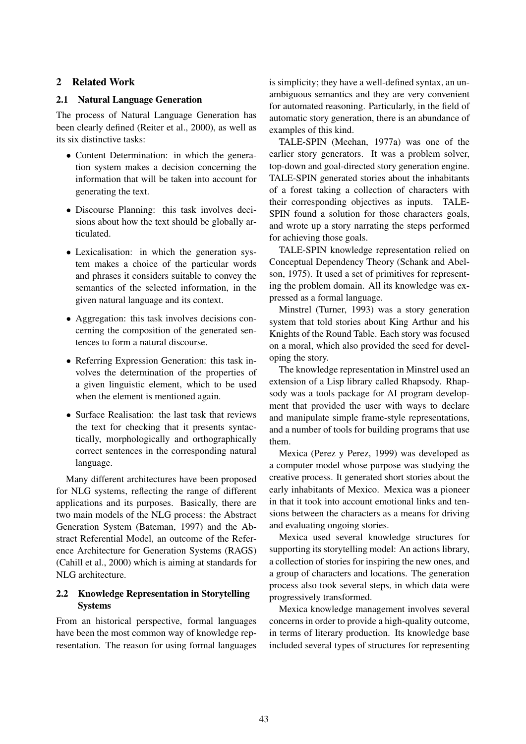## 2 Related Work

### 2.1 Natural Language Generation

The process of Natural Language Generation has been clearly defined (Reiter et al., 2000), as well as its six distinctive tasks:

- Content Determination: in which the generation system makes a decision concerning the information that will be taken into account for generating the text.
- Discourse Planning: this task involves decisions about how the text should be globally articulated.
- Lexicalisation: in which the generation system makes a choice of the particular words and phrases it considers suitable to convey the semantics of the selected information, in the given natural language and its context.
- Aggregation: this task involves decisions concerning the composition of the generated sentences to form a natural discourse.
- Referring Expression Generation: this task involves the determination of the properties of a given linguistic element, which to be used when the element is mentioned again.
- Surface Realisation: the last task that reviews the text for checking that it presents syntactically, morphologically and orthographically correct sentences in the corresponding natural language.

Many different architectures have been proposed for NLG systems, reflecting the range of different applications and its purposes. Basically, there are two main models of the NLG process: the Abstract Generation System (Bateman, 1997) and the Abstract Referential Model, an outcome of the Reference Architecture for Generation Systems (RAGS) (Cahill et al., 2000) which is aiming at standards for NLG architecture.

### 2.2 Knowledge Representation in Storytelling Systems

From an historical perspective, formal languages have been the most common way of knowledge representation. The reason for using formal languages is simplicity; they have a well-defined syntax, an unambiguous semantics and they are very convenient for automated reasoning. Particularly, in the field of automatic story generation, there is an abundance of examples of this kind.

TALE-SPIN (Meehan, 1977a) was one of the earlier story generators. It was a problem solver, top-down and goal-directed story generation engine. TALE-SPIN generated stories about the inhabitants of a forest taking a collection of characters with their corresponding objectives as inputs. TALE-SPIN found a solution for those characters goals, and wrote up a story narrating the steps performed for achieving those goals.

TALE-SPIN knowledge representation relied on Conceptual Dependency Theory (Schank and Abelson, 1975). It used a set of primitives for representing the problem domain. All its knowledge was expressed as a formal language.

Minstrel (Turner, 1993) was a story generation system that told stories about King Arthur and his Knights of the Round Table. Each story was focused on a moral, which also provided the seed for developing the story.

The knowledge representation in Minstrel used an extension of a Lisp library called Rhapsody. Rhapsody was a tools package for AI program development that provided the user with ways to declare and manipulate simple frame-style representations, and a number of tools for building programs that use them.

Mexica (Perez y Perez, 1999) was developed as a computer model whose purpose was studying the creative process. It generated short stories about the early inhabitants of Mexico. Mexica was a pioneer in that it took into account emotional links and tensions between the characters as a means for driving and evaluating ongoing stories.

Mexica used several knowledge structures for supporting its storytelling model: An actions library, a collection of stories for inspiring the new ones, and a group of characters and locations. The generation process also took several steps, in which data were progressively transformed.

Mexica knowledge management involves several concerns in order to provide a high-quality outcome, in terms of literary production. Its knowledge base included several types of structures for representing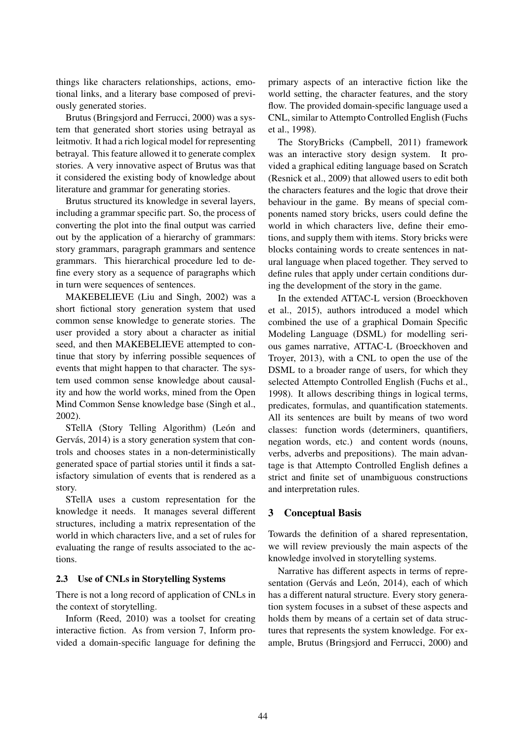things like characters relationships, actions, emotional links, and a literary base composed of previously generated stories.

Brutus (Bringsjord and Ferrucci, 2000) was a system that generated short stories using betrayal as leitmotiv. It had a rich logical model for representing betrayal. This feature allowed it to generate complex stories. A very innovative aspect of Brutus was that it considered the existing body of knowledge about literature and grammar for generating stories.

Brutus structured its knowledge in several layers, including a grammar specific part. So, the process of converting the plot into the final output was carried out by the application of a hierarchy of grammars: story grammars, paragraph grammars and sentence grammars. This hierarchical procedure led to define every story as a sequence of paragraphs which in turn were sequences of sentences.

MAKEBELIEVE (Liu and Singh, 2002) was a short fictional story generation system that used common sense knowledge to generate stories. The user provided a story about a character as initial seed, and then MAKEBELIEVE attempted to continue that story by inferring possible sequences of events that might happen to that character. The system used common sense knowledge about causality and how the world works, mined from the Open Mind Common Sense knowledge base (Singh et al., 2002).

STellA (Story Telling Algorithm) (León and Gervás, 2014) is a story generation system that controls and chooses states in a non-deterministically generated space of partial stories until it finds a satisfactory simulation of events that is rendered as a story.

STellA uses a custom representation for the knowledge it needs. It manages several different structures, including a matrix representation of the world in which characters live, and a set of rules for evaluating the range of results associated to the actions.

### 2.3 Use of CNLs in Storytelling Systems

There is not a long record of application of CNLs in the context of storytelling.

Inform (Reed, 2010) was a toolset for creating interactive fiction. As from version 7, Inform provided a domain-specific language for defining the primary aspects of an interactive fiction like the world setting, the character features, and the story flow. The provided domain-specific language used a CNL, similar to Attempto Controlled English (Fuchs et al., 1998).

The StoryBricks (Campbell, 2011) framework was an interactive story design system. It provided a graphical editing language based on Scratch (Resnick et al., 2009) that allowed users to edit both the characters features and the logic that drove their behaviour in the game. By means of special components named story bricks, users could define the world in which characters live, define their emotions, and supply them with items. Story bricks were blocks containing words to create sentences in natural language when placed together. They served to define rules that apply under certain conditions during the development of the story in the game.

In the extended ATTAC-L version (Broeckhoven et al., 2015), authors introduced a model which combined the use of a graphical Domain Specific Modeling Language (DSML) for modelling serious games narrative, ATTAC-L (Broeckhoven and Troyer, 2013), with a CNL to open the use of the DSML to a broader range of users, for which they selected Attempto Controlled English (Fuchs et al., 1998). It allows describing things in logical terms, predicates, formulas, and quantification statements. All its sentences are built by means of two word classes: function words (determiners, quantifiers, negation words, etc.) and content words (nouns, verbs, adverbs and prepositions). The main advantage is that Attempto Controlled English defines a strict and finite set of unambiguous constructions and interpretation rules.

## 3 Conceptual Basis

Towards the definition of a shared representation, we will review previously the main aspects of the knowledge involved in storytelling systems.

Narrative has different aspects in terms of representation (Gervás and León, 2014), each of which has a different natural structure. Every story generation system focuses in a subset of these aspects and holds them by means of a certain set of data structures that represents the system knowledge. For example, Brutus (Bringsjord and Ferrucci, 2000) and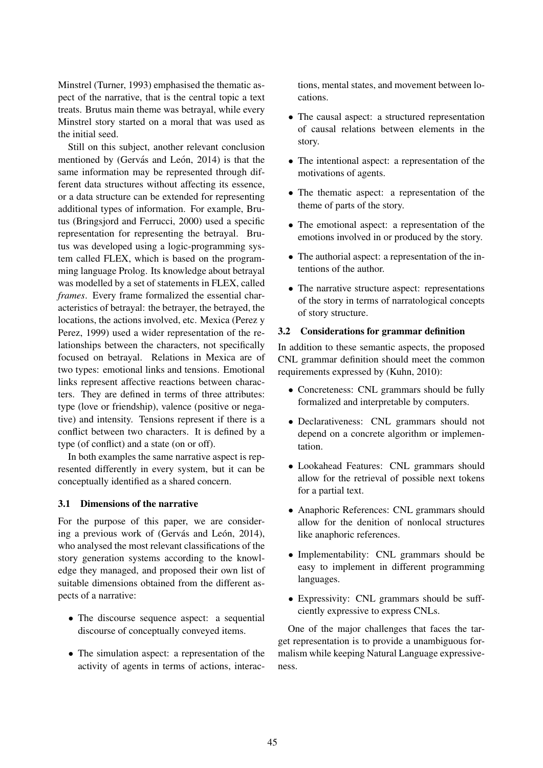Minstrel (Turner, 1993) emphasised the thematic aspect of the narrative, that is the central topic a text treats. Brutus main theme was betrayal, while every Minstrel story started on a moral that was used as the initial seed.

Still on this subject, another relevant conclusion mentioned by (Gervás and León, 2014) is that the same information may be represented through different data structures without affecting its essence, or a data structure can be extended for representing additional types of information. For example, Brutus (Bringsjord and Ferrucci, 2000) used a specific representation for representing the betrayal. Brutus was developed using a logic-programming system called FLEX, which is based on the programming language Prolog. Its knowledge about betrayal was modelled by a set of statements in FLEX, called *frames*. Every frame formalized the essential characteristics of betrayal: the betrayer, the betrayed, the locations, the actions involved, etc. Mexica (Perez y Perez, 1999) used a wider representation of the relationships between the characters, not specifically focused on betrayal. Relations in Mexica are of two types: emotional links and tensions. Emotional links represent affective reactions between characters. They are defined in terms of three attributes: type (love or friendship), valence (positive or negative) and intensity. Tensions represent if there is a conflict between two characters. It is defined by a type (of conflict) and a state (on or off).

In both examples the same narrative aspect is represented differently in every system, but it can be conceptually identified as a shared concern.

### 3.1 Dimensions of the narrative

For the purpose of this paper, we are considering a previous work of (Gervás and León, 2014), who analysed the most relevant classifications of the story generation systems according to the knowledge they managed, and proposed their own list of suitable dimensions obtained from the different aspects of a narrative:

- The discourse sequence aspect: a sequential discourse of conceptually conveyed items.
- The simulation aspect: a representation of the activity of agents in terms of actions, interactions, mental states, and movement between locations.
- The causal aspect: a structured representation of causal relations between elements in the story.
- The intentional aspect: a representation of the motivations of agents.
- The thematic aspect: a representation of the theme of parts of the story.
- The emotional aspect: a representation of the emotions involved in or produced by the story.
- The authorial aspect: a representation of the intentions of the author.
- The narrative structure aspect: representations of the story in terms of narratological concepts of story structure.

### 3.2 Considerations for grammar definition

In addition to these semantic aspects, the proposed CNL grammar definition should meet the common requirements expressed by (Kuhn, 2010):

- Concreteness: CNL grammars should be fully formalized and interpretable by computers.
- Declarativeness: CNL grammars should not depend on a concrete algorithm or implementation.
- Lookahead Features: CNL grammars should allow for the retrieval of possible next tokens for a partial text.
- Anaphoric References: CNL grammars should allow for the denition of nonlocal structures like anaphoric references.
- Implementability: CNL grammars should be easy to implement in different programming languages.
- Expressivity: CNL grammars should be sufficiently expressive to express CNLs.

One of the major challenges that faces the target representation is to provide a unambiguous formalism while keeping Natural Language expressiveness.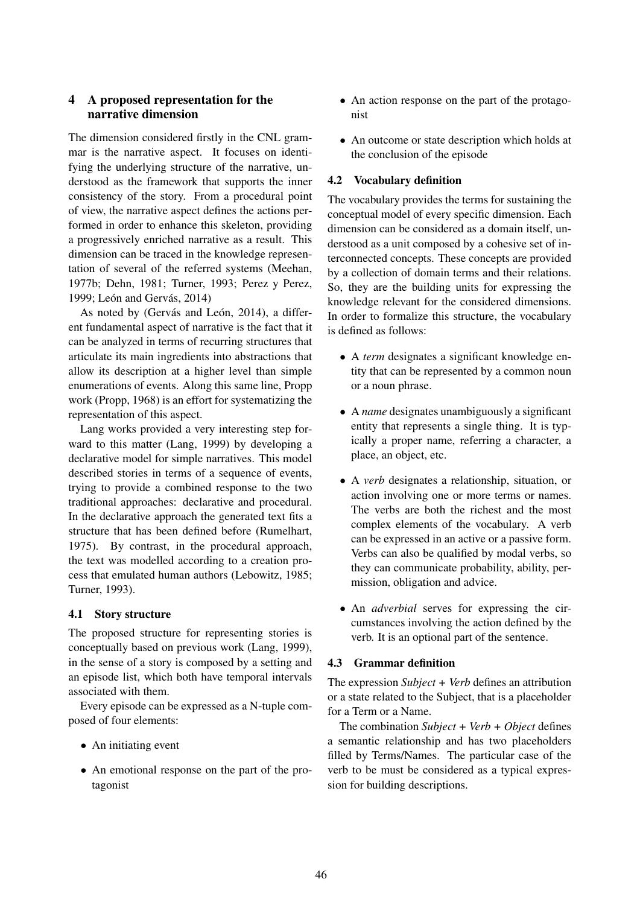## 4 A proposed representation for the narrative dimension

The dimension considered firstly in the CNL grammar is the narrative aspect. It focuses on identifying the underlying structure of the narrative, understood as the framework that supports the inner consistency of the story. From a procedural point of view, the narrative aspect defines the actions performed in order to enhance this skeleton, providing a progressively enriched narrative as a result. This dimension can be traced in the knowledge representation of several of the referred systems (Meehan, 1977b; Dehn, 1981; Turner, 1993; Perez y Perez, 1999; León and Gervás, 2014)

As noted by (Gervás and León, 2014), a different fundamental aspect of narrative is the fact that it can be analyzed in terms of recurring structures that articulate its main ingredients into abstractions that allow its description at a higher level than simple enumerations of events. Along this same line, Propp work (Propp, 1968) is an effort for systematizing the representation of this aspect.

Lang works provided a very interesting step forward to this matter (Lang, 1999) by developing a declarative model for simple narratives. This model described stories in terms of a sequence of events, trying to provide a combined response to the two traditional approaches: declarative and procedural. In the declarative approach the generated text fits a structure that has been defined before (Rumelhart, 1975). By contrast, in the procedural approach, the text was modelled according to a creation process that emulated human authors (Lebowitz, 1985; Turner, 1993).

### 4.1 Story structure

The proposed structure for representing stories is conceptually based on previous work (Lang, 1999), in the sense of a story is composed by a setting and an episode list, which both have temporal intervals associated with them.

Every episode can be expressed as a N-tuple composed of four elements:

- An initiating event
- An emotional response on the part of the protagonist
- An action response on the part of the protagonist
- An outcome or state description which holds at the conclusion of the episode

### 4.2 Vocabulary definition

The vocabulary provides the terms for sustaining the conceptual model of every specific dimension. Each dimension can be considered as a domain itself, understood as a unit composed by a cohesive set of interconnected concepts. These concepts are provided by a collection of domain terms and their relations. So, they are the building units for expressing the knowledge relevant for the considered dimensions. In order to formalize this structure, the vocabulary is defined as follows:

- A *term* designates a significant knowledge entity that can be represented by a common noun or a noun phrase.
- A *name* designates unambiguously a significant entity that represents a single thing. It is typically a proper name, referring a character, a place, an object, etc.
- A *verb* designates a relationship, situation, or action involving one or more terms or names. The verbs are both the richest and the most complex elements of the vocabulary. A verb can be expressed in an active or a passive form. Verbs can also be qualified by modal verbs, so they can communicate probability, ability, permission, obligation and advice.
- An *adverbial* serves for expressing the circumstances involving the action defined by the verb. It is an optional part of the sentence.

### 4.3 Grammar definition

The expression *Subject + Verb* defines an attribution or a state related to the Subject, that is a placeholder for a Term or a Name.

The combination *Subject + Verb + Object* defines a semantic relationship and has two placeholders filled by Terms/Names. The particular case of the verb to be must be considered as a typical expression for building descriptions.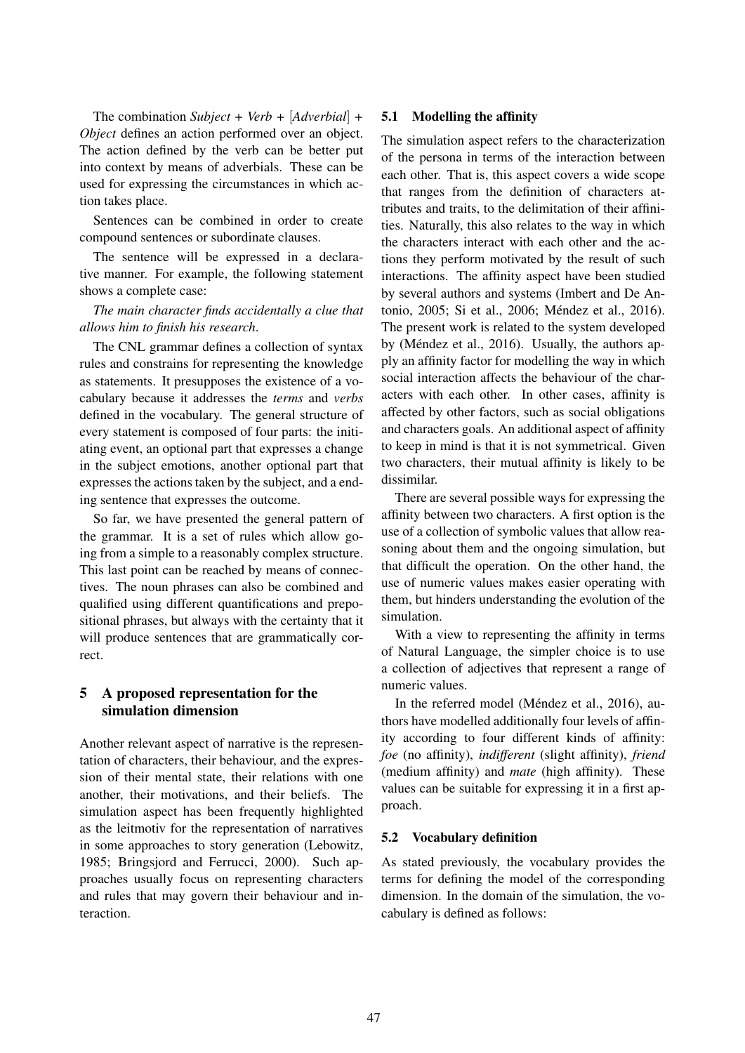The combination *Subject* + *Verb* + [*Adverbial*] + *Object* defines an action performed over an object. The action defined by the verb can be better put into context by means of adverbials. These can be used for expressing the circumstances in which action takes place.

Sentences can be combined in order to create compound sentences or subordinate clauses.

The sentence will be expressed in a declarative manner. For example, the following statement shows a complete case:

*The main character finds accidentally a clue that allows him to finish his research.*

The CNL grammar defines a collection of syntax rules and constrains for representing the knowledge as statements. It presupposes the existence of a vocabulary because it addresses the *terms* and *verbs* defined in the vocabulary. The general structure of every statement is composed of four parts: the initiating event, an optional part that expresses a change in the subject emotions, another optional part that expresses the actions taken by the subject, and a ending sentence that expresses the outcome.

So far, we have presented the general pattern of the grammar. It is a set of rules which allow going from a simple to a reasonably complex structure. This last point can be reached by means of connectives. The noun phrases can also be combined and qualified using different quantifications and prepositional phrases, but always with the certainty that it will produce sentences that are grammatically correct.

## 5 A proposed representation for the simulation dimension

Another relevant aspect of narrative is the representation of characters, their behaviour, and the expression of their mental state, their relations with one another, their motivations, and their beliefs. The simulation aspect has been frequently highlighted as the leitmotiv for the representation of narratives in some approaches to story generation (Lebowitz, 1985; Bringsjord and Ferrucci, 2000). Such approaches usually focus on representing characters and rules that may govern their behaviour and interaction.

### 5.1 Modelling the affinity

The simulation aspect refers to the characterization of the persona in terms of the interaction between each other. That is, this aspect covers a wide scope that ranges from the definition of characters attributes and traits, to the delimitation of their affinities. Naturally, this also relates to the way in which the characters interact with each other and the actions they perform motivated by the result of such interactions. The affinity aspect have been studied by several authors and systems (Imbert and De Antonio, 2005; Si et al., 2006; Méndez et al., 2016). The present work is related to the system developed by (Méndez et al., 2016). Usually, the authors apply an affinity factor for modelling the way in which social interaction affects the behaviour of the characters with each other. In other cases, affinity is affected by other factors, such as social obligations and characters goals. An additional aspect of affinity to keep in mind is that it is not symmetrical. Given two characters, their mutual affinity is likely to be dissimilar.

There are several possible ways for expressing the affinity between two characters. A first option is the use of a collection of symbolic values that allow reasoning about them and the ongoing simulation, but that difficult the operation. On the other hand, the use of numeric values makes easier operating with them, but hinders understanding the evolution of the simulation.

With a view to representing the affinity in terms of Natural Language, the simpler choice is to use a collection of adjectives that represent a range of numeric values.

In the referred model (Méndez et al., 2016), authors have modelled additionally four levels of affinity according to four different kinds of affinity: *foe* (no affinity), *indifferent* (slight affinity), *friend* (medium affinity) and *mate* (high affinity). These values can be suitable for expressing it in a first approach.

### 5.2 Vocabulary definition

As stated previously, the vocabulary provides the terms for defining the model of the corresponding dimension. In the domain of the simulation, the vocabulary is defined as follows: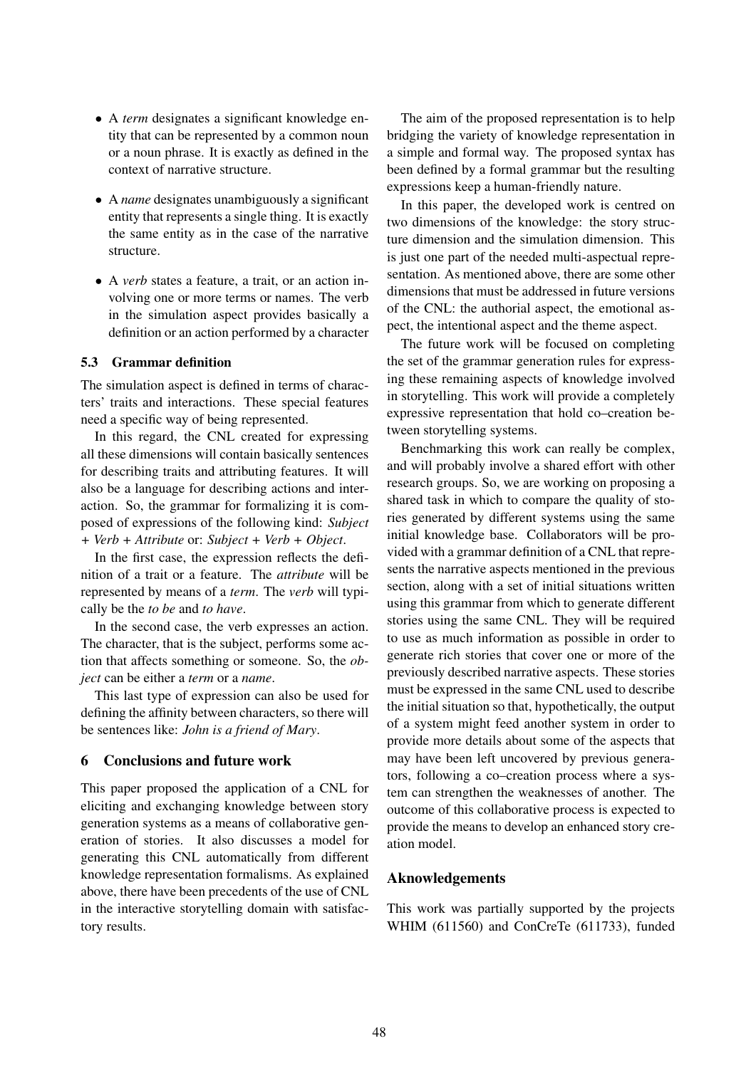- A *term* designates a significant knowledge entity that can be represented by a common noun or a noun phrase. It is exactly as defined in the context of narrative structure.
- A *name* designates unambiguously a significant entity that represents a single thing. It is exactly the same entity as in the case of the narrative structure.
- A *verb* states a feature, a trait, or an action involving one or more terms or names. The verb in the simulation aspect provides basically a definition or an action performed by a character

### 5.3 Grammar definition

The simulation aspect is defined in terms of characters' traits and interactions. These special features need a specific way of being represented.

In this regard, the CNL created for expressing all these dimensions will contain basically sentences for describing traits and attributing features. It will also be a language for describing actions and interaction. So, the grammar for formalizing it is composed of expressions of the following kind: *Subject + Verb + Attribute* or: *Subject + Verb + Object*.

In the first case, the expression reflects the definition of a trait or a feature. The *attribute* will be represented by means of a *term*. The *verb* will typically be the *to be* and *to have*.

In the second case, the verb expresses an action. The character, that is the subject, performs some action that affects something or someone. So, the *object* can be either a *term* or a *name*.

This last type of expression can also be used for defining the affinity between characters, so there will be sentences like: *John is a friend of Mary*.

## 6 Conclusions and future work

This paper proposed the application of a CNL for eliciting and exchanging knowledge between story generation systems as a means of collaborative generation of stories. It also discusses a model for generating this CNL automatically from different knowledge representation formalisms. As explained above, there have been precedents of the use of CNL in the interactive storytelling domain with satisfactory results.

The aim of the proposed representation is to help bridging the variety of knowledge representation in a simple and formal way. The proposed syntax has been defined by a formal grammar but the resulting expressions keep a human-friendly nature.

In this paper, the developed work is centred on two dimensions of the knowledge: the story structure dimension and the simulation dimension. This is just one part of the needed multi-aspectual representation. As mentioned above, there are some other dimensions that must be addressed in future versions of the CNL: the authorial aspect, the emotional aspect, the intentional aspect and the theme aspect.

The future work will be focused on completing the set of the grammar generation rules for expressing these remaining aspects of knowledge involved in storytelling. This work will provide a completely expressive representation that hold co–creation between storytelling systems.

Benchmarking this work can really be complex, and will probably involve a shared effort with other research groups. So, we are working on proposing a shared task in which to compare the quality of stories generated by different systems using the same initial knowledge base. Collaborators will be provided with a grammar definition of a CNL that represents the narrative aspects mentioned in the previous section, along with a set of initial situations written using this grammar from which to generate different stories using the same CNL. They will be required to use as much information as possible in order to generate rich stories that cover one or more of the previously described narrative aspects. These stories must be expressed in the same CNL used to describe the initial situation so that, hypothetically, the output of a system might feed another system in order to provide more details about some of the aspects that may have been left uncovered by previous generators, following a co–creation process where a system can strengthen the weaknesses of another. The outcome of this collaborative process is expected to provide the means to develop an enhanced story creation model.

## Aknowledgements

This work was partially supported by the projects WHIM (611560) and ConCreTe (611733), funded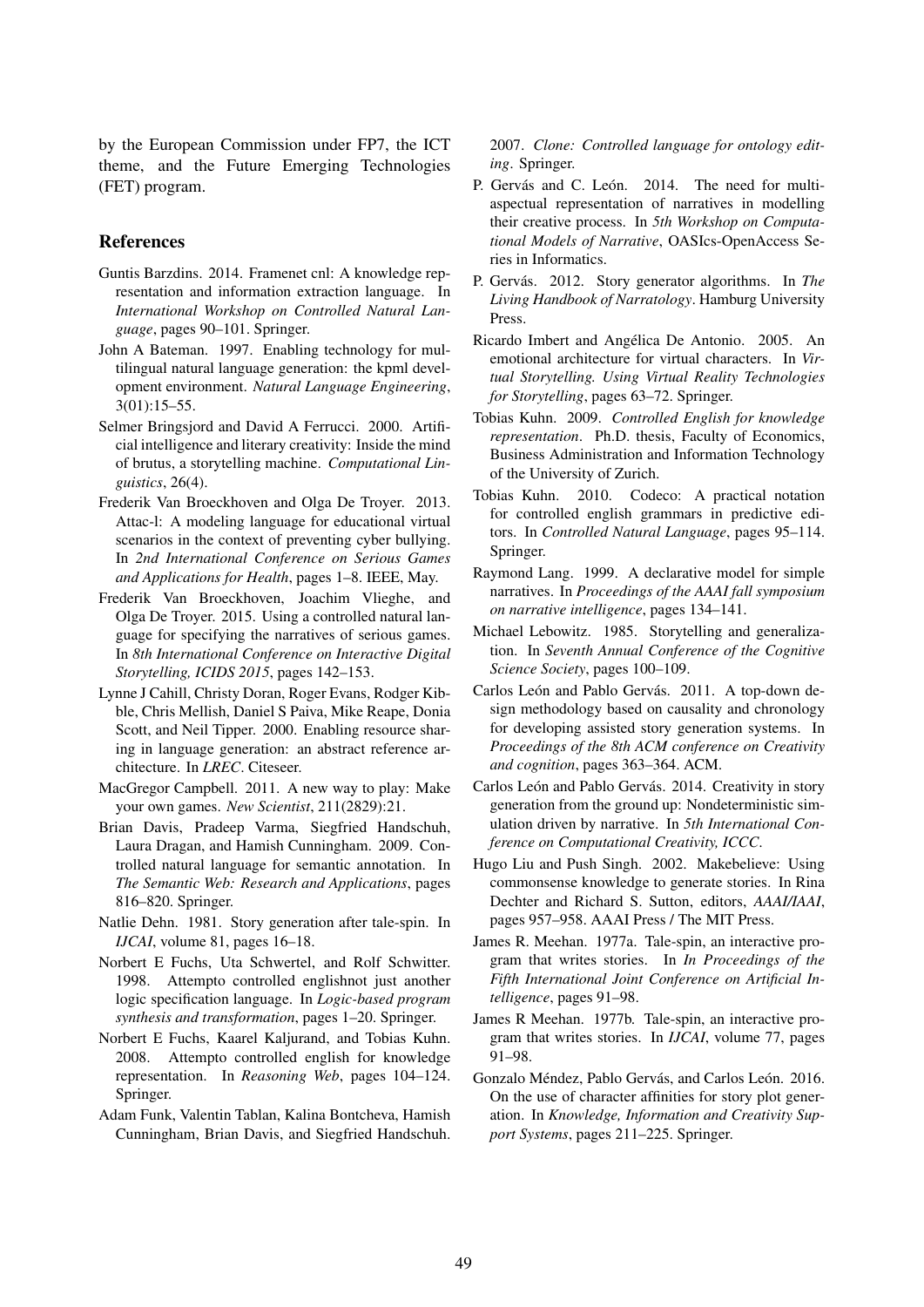by the European Commission under FP7, the ICT theme, and the Future Emerging Technologies (FET) program.

## References

Guntis Barzdins. 2014. Framenet cnl: A knowledge representation and information extraction language. In *International Workshop on Controlled Natural Language*, pages 90–101. Springer.

John A Bateman. 1997. Enabling technology for multilingual natural language generation: the kpml development environment. *Natural Language Engineering*, 3(01):15–55.

Selmer Bringsjord and David A Ferrucci. 2000. Artificial intelligence and literary creativity: Inside the mind of brutus, a storytelling machine. *Computational Linguistics*, 26(4).

Frederik Van Broeckhoven and Olga De Troyer. 2013. Attac-l: A modeling language for educational virtual scenarios in the context of preventing cyber bullying. In *2nd International Conference on Serious Games and Applications for Health*, pages 1–8. IEEE, May.

Frederik Van Broeckhoven, Joachim Vlieghe, and Olga De Troyer. 2015. Using a controlled natural language for specifying the narratives of serious games. In *8th International Conference on Interactive Digital Storytelling, ICIDS 2015*, pages 142–153.

Lynne J Cahill, Christy Doran, Roger Evans, Rodger Kibble, Chris Mellish, Daniel S Paiva, Mike Reape, Donia Scott, and Neil Tipper. 2000. Enabling resource sharing in language generation: an abstract reference architecture. In *LREC*. Citeseer.

MacGregor Campbell. 2011. A new way to play: Make your own games. *New Scientist*, 211(2829):21.

Brian Davis, Pradeep Varma, Siegfried Handschuh, Laura Dragan, and Hamish Cunningham. 2009. Controlled natural language for semantic annotation. In *The Semantic Web: Research and Applications*, pages 816–820. Springer.

Natlie Dehn. 1981. Story generation after tale-spin. In *IJCAI*, volume 81, pages 16–18.

Norbert E Fuchs, Uta Schwertel, and Rolf Schwitter. 1998. Attempto controlled englishnot just another logic specification language. In *Logic-based program synthesis and transformation*, pages 1–20. Springer.

Norbert E Fuchs, Kaarel Kaljurand, and Tobias Kuhn. 2008. Attempto controlled english for knowledge representation. In *Reasoning Web*, pages 104–124. Springer.

Adam Funk, Valentin Tablan, Kalina Bontcheva, Hamish Cunningham, Brian Davis, and Siegfried Handschuh. 2007. *Clone: Controlled language for ontology editing*. Springer.

P. Gervás and C. León. 2014. The need for multi-aspectual representation of narratives in modelling their creative process. In *5th Workshop on Computational Models of Narrative*, OASIcs-OpenAccess Series in Informatics.

P. Gervás. 2012. Story generator algorithms. In *The Living Handbook of Narratology*. Hamburg University Press.

Ricardo Imbert and Angélica De Antonio. 2005. An emotional architecture for virtual characters. In *Virtual Storytelling. Using Virtual Reality Technologies for Storytelling*, pages 63–72. Springer.

Tobias Kuhn. 2009. *Controlled English for knowledge representation*. Ph.D. thesis, Faculty of Economics, Business Administration and Information Technology of the University of Zurich.

Tobias Kuhn. 2010. Codeco: A practical notation for controlled english grammars in predictive editors. In *Controlled Natural Language*, pages 95–114. Springer.

Raymond Lang. 1999. A declarative model for simple narratives. In *Proceedings of the AAAI fall symposium on narrative intelligence*, pages 134–141.

Michael Lebowitz. 1985. Storytelling and generalization. In *Seventh Annual Conference of the Cognitive Science Society*, pages 100–109.

Carlos León and Pablo Gervás. 2011. A top-down design methodology based on causality and chronology for developing assisted story generation systems. In *Proceedings of the 8th ACM conference on Creativity and cognition*, pages 363–364. ACM.

Carlos León and Pablo Gervás. 2014. Creativity in story generation from the ground up: Nondeterministic simulation driven by narrative. In *5th International Conference on Computational Creativity, ICCC*.

Hugo Liu and Push Singh. 2002. Makebelieve: Using commonsense knowledge to generate stories. In Rina Dechter and Richard S. Sutton, editors, *AAAI/IAAI*, pages 957–958. AAAI Press / The MIT Press.

James R. Meehan. 1977a. Tale-spin, an interactive program that writes stories. In *In Proceedings of the Fifth International Joint Conference on Artificial Intelligence*, pages 91–98.

James R Meehan. 1977b. Tale-spin, an interactive program that writes stories. In *IJCAI*, volume 77, pages 91–98.

Gonzalo Méndez, Pablo Gervás, and Carlos León. 2016. On the use of character affinities for story plot generation. In *Knowledge, Information and Creativity Support Systems*, pages 211–225. Springer.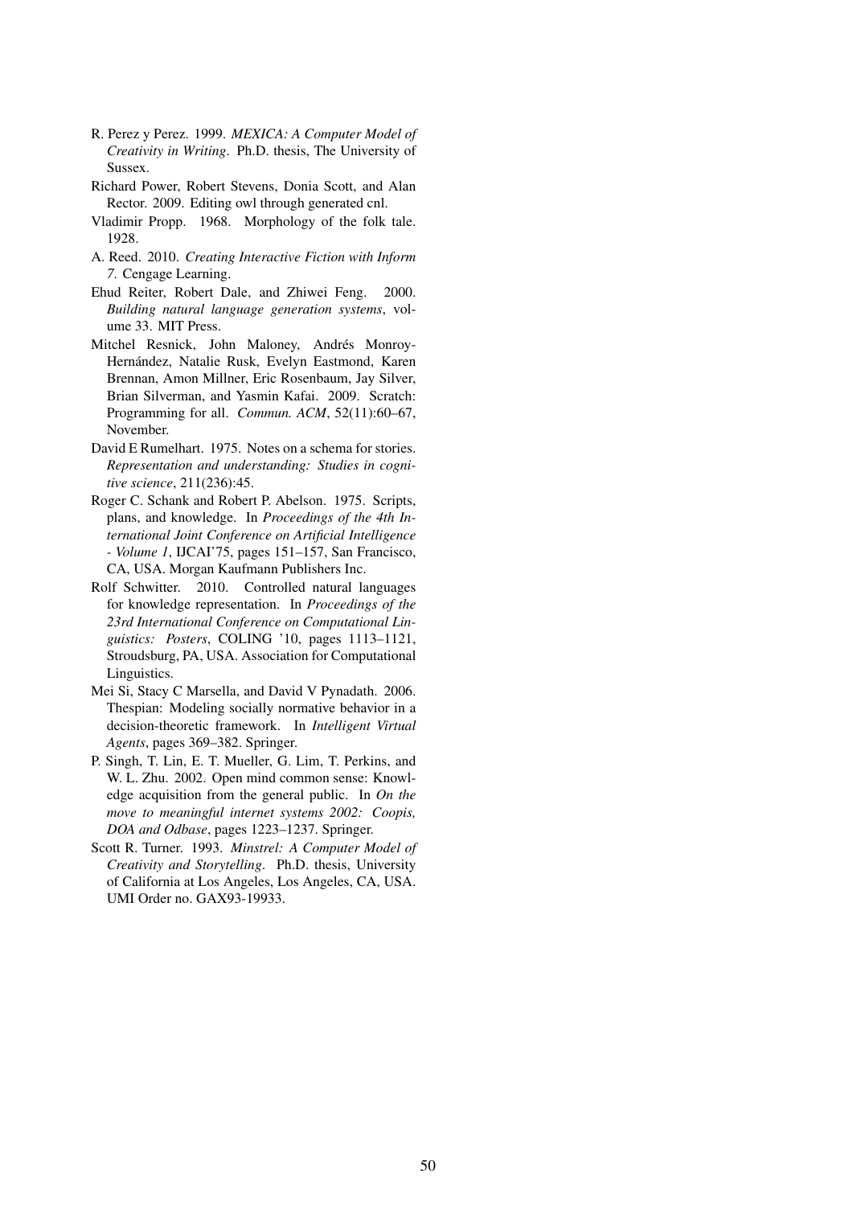R. Perez y Perez. 1999. *MEXICA: A Computer Model of Creativity in Writing*. Ph.D. thesis, The University of Sussex.

Richard Power, Robert Stevens, Donia Scott, and Alan Rector. 2009. Editing owl through generated cnl.

Vladimir Propp. 1968. Morphology of the folk tale. 1928.

A. Reed. 2010. *Creating Interactive Fiction with Inform 7*. Cengage Learning.

Ehud Reiter, Robert Dale, and Zhiwei Feng. 2000. *Building natural language generation systems*, volume 33. MIT Press.

Mitchel Resnick, John Maloney, Andrés Monroy-Hernández, Natalie Rusk, Evelyn Eastmond, Karen Brennan, Amon Millner, Eric Rosenbaum, Jay Silver, Brian Silverman, and Yasmin Kafai. 2009. Scratch: Programming for all. *Commun. ACM*, 52(11):60–67, November.

David E Rumelhart. 1975. Notes on a schema for stories. *Representation and understanding: Studies in cognitive science*, 211(236):45.

Roger C. Schank and Robert P. Abelson. 1975. Scripts, plans, and knowledge. In *Proceedings of the 4th International Joint Conference on Artificial Intelligence - Volume 1*, IJCAI'75, pages 151–157, San Francisco, CA, USA. Morgan Kaufmann Publishers Inc.

Rolf Schwitter. 2010. Controlled natural languages for knowledge representation. In *Proceedings of the 23rd International Conference on Computational Linguistics: Posters*, COLING '10, pages 1113–1121, Stroudsburg, PA, USA. Association for Computational Linguistics.

Mei Si, Stacy C Marsella, and David V Pynadath. 2006. Thespian: Modeling socially normative behavior in a decision-theoretic framework. In *Intelligent Virtual Agents*, pages 369–382. Springer.

P. Singh, T. Lin, E. T. Mueller, G. Lim, T. Perkins, and W. L. Zhu. 2002. Open mind common sense: Knowledge acquisition from the general public. In *On the move to meaningful internet systems 2002: Coopis, DOA and Odbase*, pages 1223–1237. Springer.

Scott R. Turner. 1993. *Minstrel: A Computer Model of Creativity and Storytelling*. Ph.D. thesis, University of California at Los Angeles, Los Angeles, CA, USA. UMI Order no. GAX93-19933.